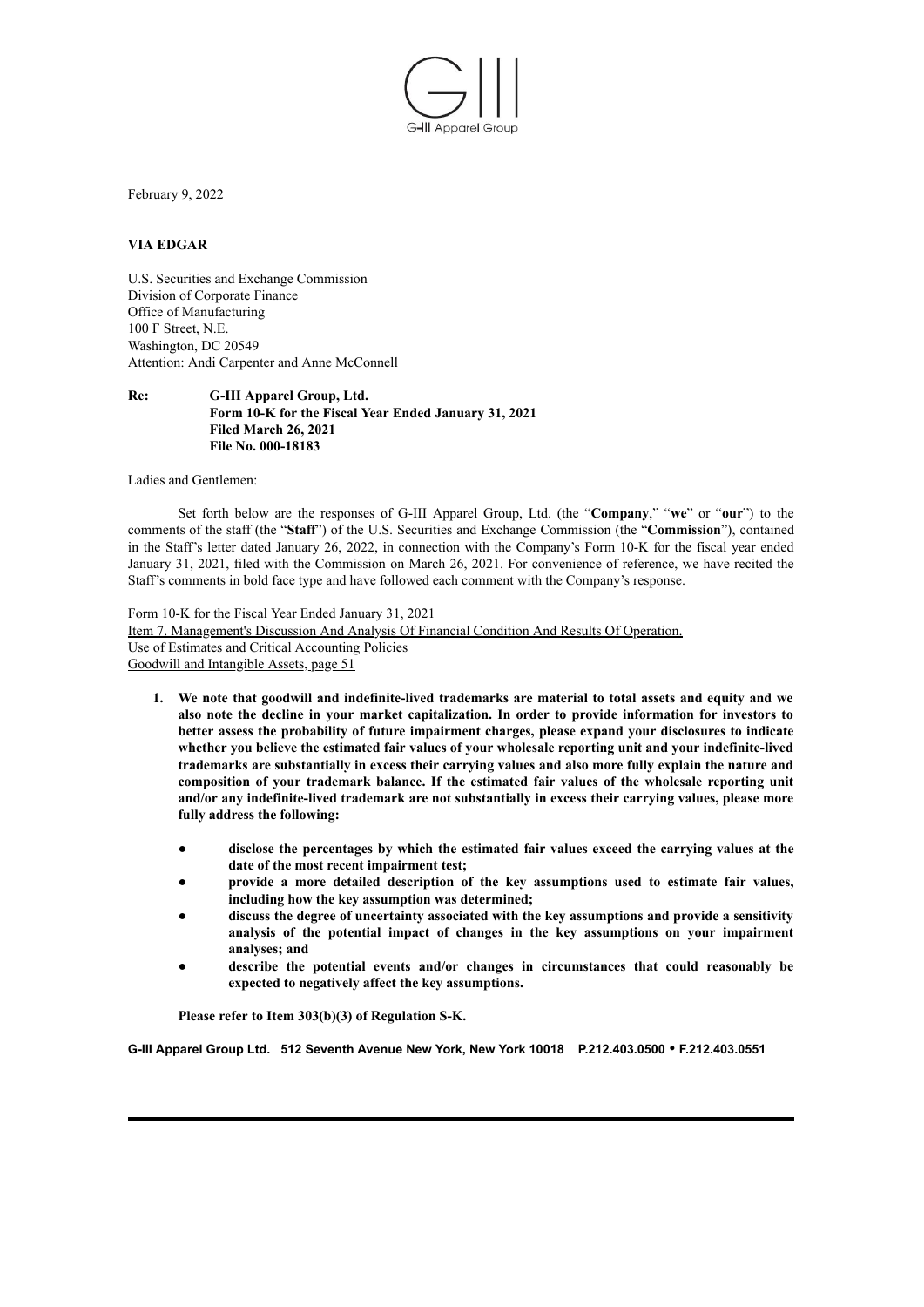G-III Apparel Group

February 9, 2022

**VIA EDGAR**

U.S. Securities and Exchange Commission
Division of Corporate Finance
Office of Manufacturing
100 F Street, N.E.
Washington, DC 20549
Attention: Andi Carpenter and Anne McConnell

**Re: G-III Apparel Group, Ltd.**
**Form 10-K for the Fiscal Year Ended January 31, 2021**
**Filed March 26, 2021**
**File No. 000-18183**

Ladies and Gentlemen:

Set forth below are the responses of G-III Apparel Group, Ltd. (the "**Company**," "**we**" or "**our**") to the comments of the staff (the "**Staff**") of the U.S. Securities and Exchange Commission (the "**Commission**"), contained in the Staff's letter dated January 26, 2022, in connection with the Company's Form 10-K for the fiscal year ended January 31, 2021, filed with the Commission on March 26, 2021. For convenience of reference, we have recited the Staff's comments in bold face type and have followed each comment with the Company's response.

Form 10-K for the Fiscal Year Ended January 31, 2021
Item 7. Management's Discussion And Analysis Of Financial Condition And Results Of Operation.
Use of Estimates and Critical Accounting Policies
Goodwill and Intangible Assets, page 51

1. **We note that goodwill and indefinite-lived trademarks are material to total assets and equity and we also note the decline in your market capitalization. In order to provide information for investors to better assess the probability of future impairment charges, please expand your disclosures to indicate whether you believe the estimated fair values of your wholesale reporting unit and your indefinite-lived trademarks are substantially in excess their carrying values and also more fully explain the nature and composition of your trademark balance. If the estimated fair values of the wholesale reporting unit and/or any indefinite-lived trademark are not substantially in excess their carrying values, please more fully address the following:**

    - **disclose the percentages by which the estimated fair values exceed the carrying values at the date of the most recent impairment test;**
    - **provide a more detailed description of the key assumptions used to estimate fair values, including how the key assumption was determined;**
    - **discuss the degree of uncertainty associated with the key assumptions and provide a sensitivity analysis of the potential impact of changes in the key assumptions on your impairment analyses; and**
    - **describe the potential events and/or changes in circumstances that could reasonably be expected to negatively affect the key assumptions.**

    **Please refer to Item 303(b)(3) of Regulation S-K.**

**G-III Apparel Group Ltd. 512 Seventh Avenue New York, New York 10018 P.212.403.0500 • F.212.403.0551**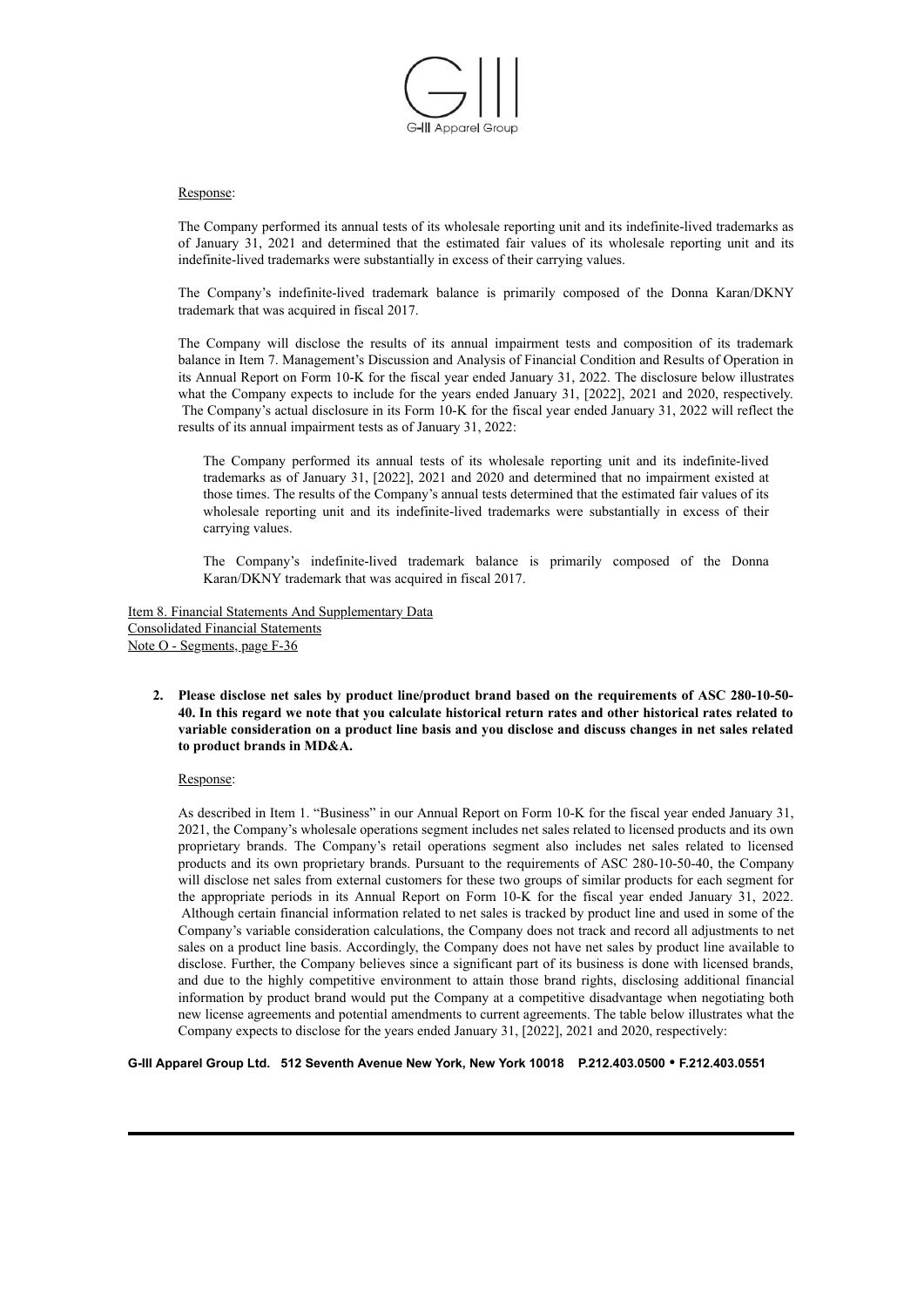Response:

The Company performed its annual tests of its wholesale reporting unit and its indefinite-lived trademarks as of January 31, 2021 and determined that the estimated fair values of its wholesale reporting unit and its indefinite-lived trademarks were substantially in excess of their carrying values.

The Company's indefinite-lived trademark balance is primarily composed of the Donna Karan/DKNY trademark that was acquired in fiscal 2017.

The Company will disclose the results of its annual impairment tests and composition of its trademark balance in Item 7. Management's Discussion and Analysis of Financial Condition and Results of Operation in its Annual Report on Form 10-K for the fiscal year ended January 31, 2022. The disclosure below illustrates what the Company expects to include for the years ended January 31, [2022], 2021 and 2020, respectively. The Company's actual disclosure in its Form 10-K for the fiscal year ended January 31, 2022 will reflect the results of its annual impairment tests as of January 31, 2022:

> The Company performed its annual tests of its wholesale reporting unit and its indefinite-lived trademarks as of January 31, [2022], 2021 and 2020 and determined that no impairment existed at those times. The results of the Company's annual tests determined that the estimated fair values of its wholesale reporting unit and its indefinite-lived trademarks were substantially in excess of their carrying values.
>
> The Company's indefinite-lived trademark balance is primarily composed of the Donna Karan/DKNY trademark that was acquired in fiscal 2017.

Item 8. Financial Statements And Supplementary Data
Consolidated Financial Statements
Note O - Segments, page F-36

2. **Please disclose net sales by product line/product brand based on the requirements of ASC 280-10-50-40. In this regard we note that you calculate historical return rates and other historical rates related to variable consideration on a product line basis and you disclose and discuss changes in net sales related to product brands in MD&A.**

Response:

As described in Item 1. "Business" in our Annual Report on Form 10-K for the fiscal year ended January 31, 2021, the Company's wholesale operations segment includes net sales related to licensed products and its own proprietary brands. The Company's retail operations segment also includes net sales related to licensed products and its own proprietary brands. Pursuant to the requirements of ASC 280-10-50-40, the Company will disclose net sales from external customers for these two groups of similar products for each segment for the appropriate periods in its Annual Report on Form 10-K for the fiscal year ended January 31, 2022. Although certain financial information related to net sales is tracked by product line and used in some of the Company's variable consideration calculations, the Company does not track and record all adjustments to net sales on a product line basis. Accordingly, the Company does not have net sales by product line available to disclose. Further, the Company believes since a significant part of its business is done with licensed brands, and due to the highly competitive environment to attain those brand rights, disclosing additional financial information by product brand would put the Company at a competitive disadvantage when negotiating both new license agreements and potential amendments to current agreements. The table below illustrates what the Company expects to disclose for the years ended January 31, [2022], 2021 and 2020, respectively: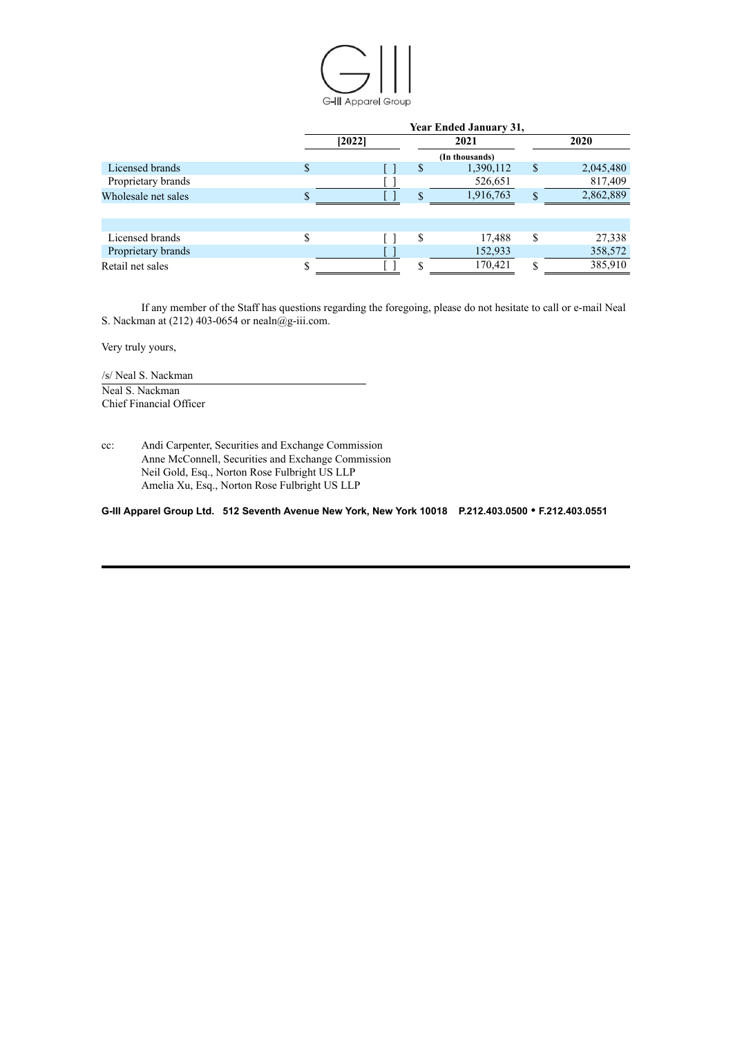| | Year Ended January 31, | | |
|---|---|---|---|
| | [2022] | 2021 | 2020 |
| | | (In thousands) | |
| Licensed brands | $ [ ] | $ 1,390,112 | $ 2,045,480 |
| Proprietary brands | [ ] | 526,651 | 817,409 |
| Wholesale net sales | $ [ ] | $ 1,916,763 | $ 2,862,889 |
| | | | |
| Licensed brands | $ [ ] | $ 17,488 | $ 27,338 |
| Proprietary brands | [ ] | 152,933 | 358,572 |
| Retail net sales | $ [ ] | $ 170,421 | $ 385,910 |

If any member of the Staff has questions regarding the foregoing, please do not hesitate to call or e-mail Neal S. Nackman at (212) 403-0654 or nealn@g-iii.com.

Very truly yours,

/s/ Neal S. Nackman

Neal S. Nackman
Chief Financial Officer

cc: Andi Carpenter, Securities and Exchange Commission
Anne McConnell, Securities and Exchange Commission
Neil Gold, Esq., Norton Rose Fulbright US LLP
Amelia Xu, Esq., Norton Rose Fulbright US LLP

**G-III Apparel Group Ltd. 512 Seventh Avenue New York, New York 10018 P.212.403.0500 • F.212.403.0551**